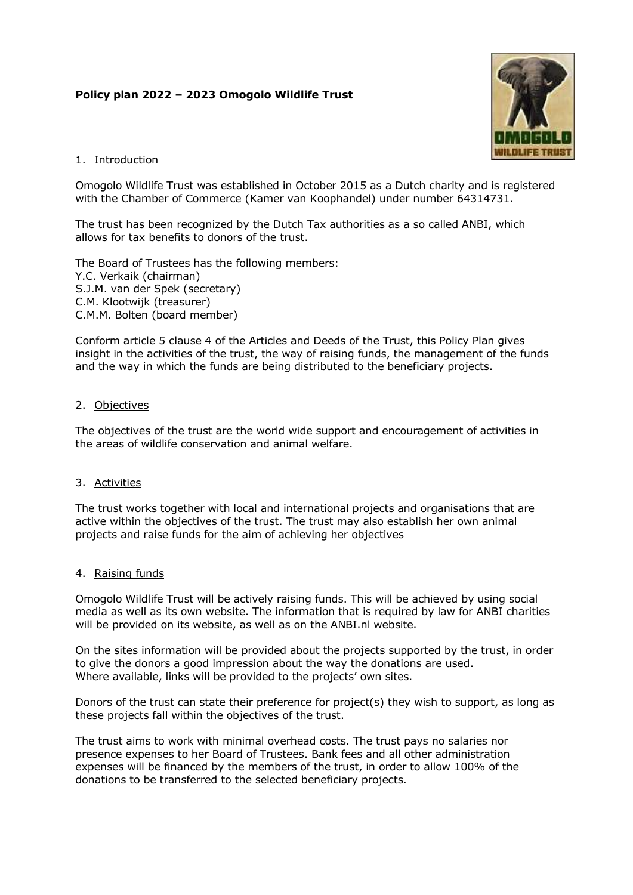**Policy plan 2022 – 2023 Omogolo Wildlife Trust**

## 1. Introduction

Omogolo Wildlife Trust was established in October 2015 as a Dutch charity and is registered with the Chamber of Commerce (Kamer van Koophandel) under number 64314731.

The trust has been recognized by the Dutch Tax authorities as a so called ANBI, which allows for tax benefits to donors of the trust.

The Board of Trustees has the following members:
Y.C. Verkaik (chairman)
S.J.M. van der Spek (secretary)
C.M. Klootwijk (treasurer)
C.M.M. Bolten (board member)

Conform article 5 clause 4 of the Articles and Deeds of the Trust, this Policy Plan gives insight in the activities of the trust, the way of raising funds, the management of the funds and the way in which the funds are being distributed to the beneficiary projects.

## 2. Objectives

The objectives of the trust are the world wide support and encouragement of activities in the areas of wildlife conservation and animal welfare.

## 3. Activities

The trust works together with local and international projects and organisations that are active within the objectives of the trust. The trust may also establish her own animal projects and raise funds for the aim of achieving her objectives

## 4. Raising funds

Omogolo Wildlife Trust will be actively raising funds. This will be achieved by using social media as well as its own website. The information that is required by law for ANBI charities will be provided on its website, as well as on the ANBI.nl website.

On the sites information will be provided about the projects supported by the trust, in order to give the donors a good impression about the way the donations are used.
Where available, links will be provided to the projects' own sites.

Donors of the trust can state their preference for project(s) they wish to support, as long as these projects fall within the objectives of the trust.

The trust aims to work with minimal overhead costs. The trust pays no salaries nor presence expenses to her Board of Trustees. Bank fees and all other administration expenses will be financed by the members of the trust, in order to allow 100% of the donations to be transferred to the selected beneficiary projects.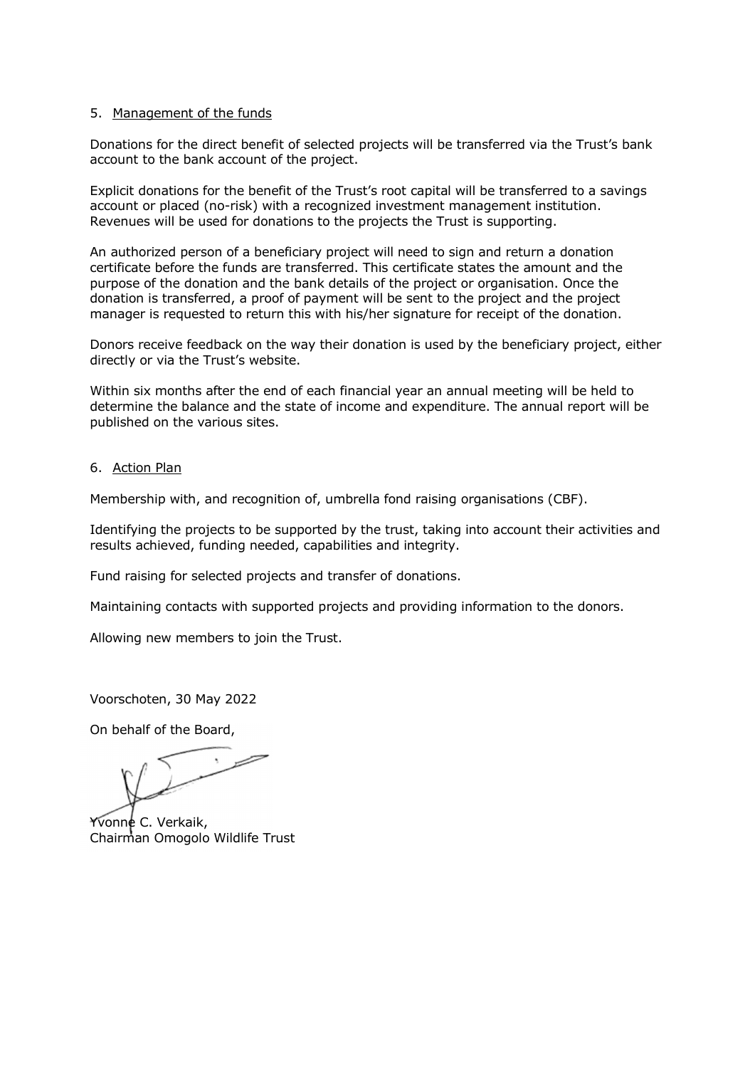5. Management of the funds

Donations for the direct benefit of selected projects will be transferred via the Trust's bank account to the bank account of the project.

Explicit donations for the benefit of the Trust's root capital will be transferred to a savings account or placed (no-risk) with a recognized investment management institution. Revenues will be used for donations to the projects the Trust is supporting.

An authorized person of a beneficiary project will need to sign and return a donation certificate before the funds are transferred. This certificate states the amount and the purpose of the donation and the bank details of the project or organisation. Once the donation is transferred, a proof of payment will be sent to the project and the project manager is requested to return this with his/her signature for receipt of the donation.

Donors receive feedback on the way their donation is used by the beneficiary project, either directly or via the Trust's website.

Within six months after the end of each financial year an annual meeting will be held to determine the balance and the state of income and expenditure. The annual report will be published on the various sites.

6. Action Plan

Membership with, and recognition of, umbrella fond raising organisations (CBF).

Identifying the projects to be supported by the trust, taking into account their activities and results achieved, funding needed, capabilities and integrity.

Fund raising for selected projects and transfer of donations.

Maintaining contacts with supported projects and providing information to the donors.

Allowing new members to join the Trust.

Voorschoten, 30 May 2022

On behalf of the Board,

Yvonne C. Verkaik,
Chairman Omogolo Wildlife Trust